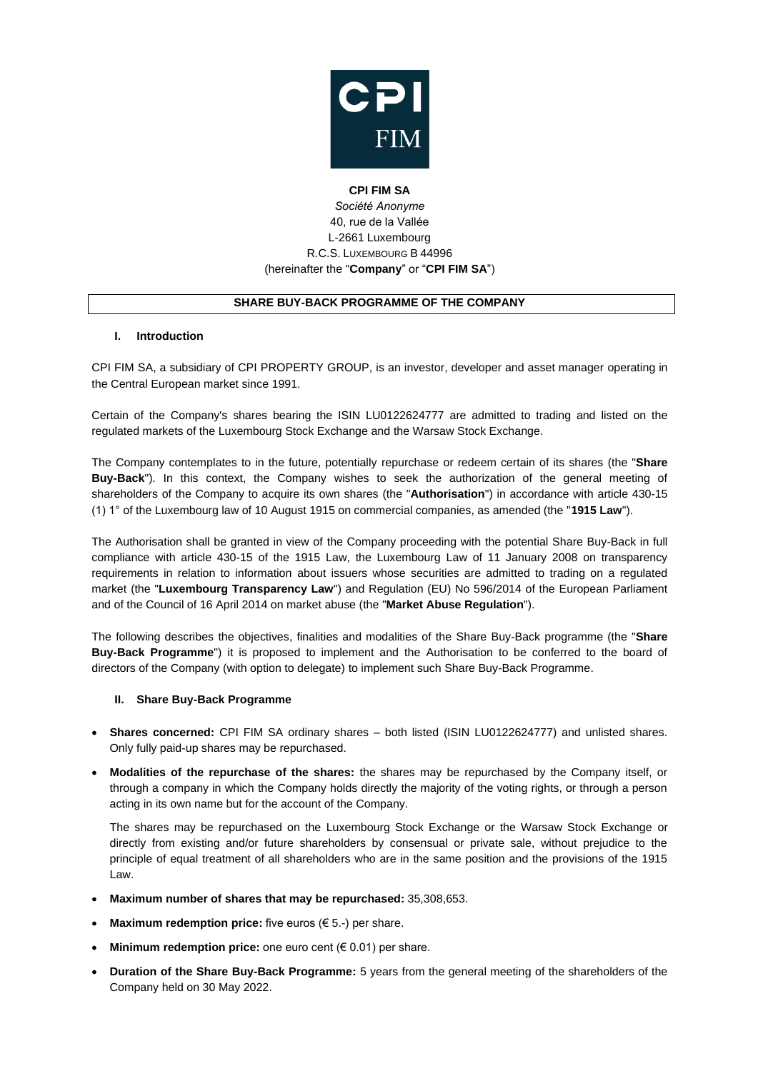**CPI FIM SA**

*Société Anonyme*

40, rue de la Vallée

L-2661 Luxembourg

R.C.S. LUXEMBOURG B 44996

(hereinafter the "**Company**" or "**CPI FIM SA**")

**SHARE BUY-BACK PROGRAMME OF THE COMPANY**

## I. Introduction

CPI FIM SA, a subsidiary of CPI PROPERTY GROUP, is an investor, developer and asset manager operating in the Central European market since 1991.

Certain of the Company's shares bearing the ISIN LU0122624777 are admitted to trading and listed on the regulated markets of the Luxembourg Stock Exchange and the Warsaw Stock Exchange.

The Company contemplates to in the future, potentially repurchase or redeem certain of its shares (the "**Share Buy-Back**"). In this context, the Company wishes to seek the authorization of the general meeting of shareholders of the Company to acquire its own shares (the "**Authorisation**") in accordance with article 430-15 (1) 1° of the Luxembourg law of 10 August 1915 on commercial companies, as amended (the "**1915 Law**").

The Authorisation shall be granted in view of the Company proceeding with the potential Share Buy-Back in full compliance with article 430-15 of the 1915 Law, the Luxembourg Law of 11 January 2008 on transparency requirements in relation to information about issuers whose securities are admitted to trading on a regulated market (the "**Luxembourg Transparency Law**") and Regulation (EU) No 596/2014 of the European Parliament and of the Council of 16 April 2014 on market abuse (the "**Market Abuse Regulation**").

The following describes the objectives, finalities and modalities of the Share Buy-Back programme (the "**Share Buy-Back Programme**") it is proposed to implement and the Authorisation to be conferred to the board of directors of the Company (with option to delegate) to implement such Share Buy-Back Programme.

## II. Share Buy-Back Programme

- **Shares concerned:** CPI FIM SA ordinary shares – both listed (ISIN LU0122624777) and unlisted shares. Only fully paid-up shares may be repurchased.
- **Modalities of the repurchase of the shares:** the shares may be repurchased by the Company itself, or through a company in which the Company holds directly the majority of the voting rights, or through a person acting in its own name but for the account of the Company.

  The shares may be repurchased on the Luxembourg Stock Exchange or the Warsaw Stock Exchange or directly from existing and/or future shareholders by consensual or private sale, without prejudice to the principle of equal treatment of all shareholders who are in the same position and the provisions of the 1915 Law.
- **Maximum number of shares that may be repurchased:** 35,308,653.
- **Maximum redemption price:** five euros (€ 5.-) per share.
- **Minimum redemption price:** one euro cent (€ 0.01) per share.
- **Duration of the Share Buy-Back Programme:** 5 years from the general meeting of the shareholders of the Company held on 30 May 2022.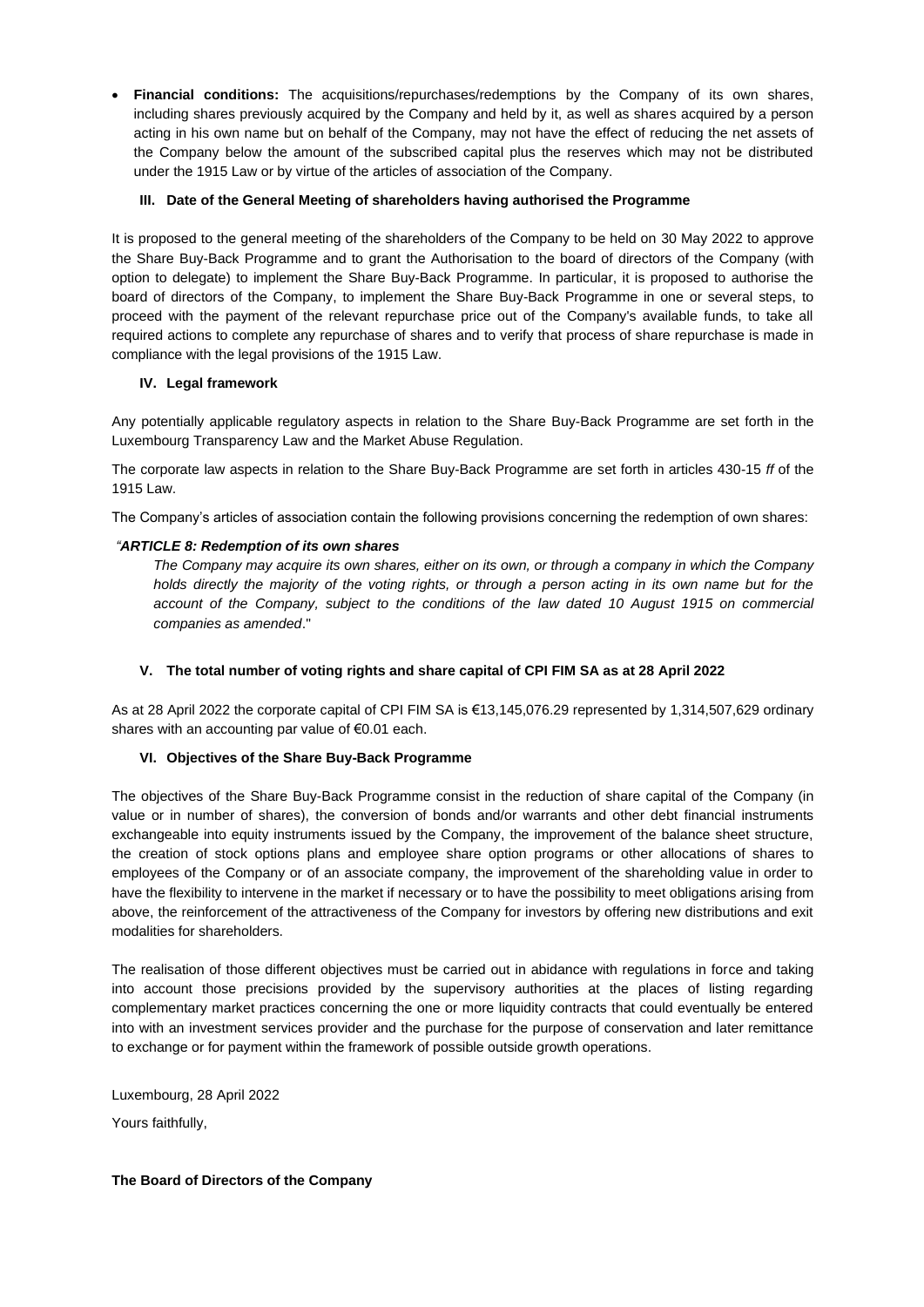- **Financial conditions:** The acquisitions/repurchases/redemptions by the Company of its own shares, including shares previously acquired by the Company and held by it, as well as shares acquired by a person acting in his own name but on behalf of the Company, may not have the effect of reducing the net assets of the Company below the amount of the subscribed capital plus the reserves which may not be distributed under the 1915 Law or by virtue of the articles of association of the Company.

### III. Date of the General Meeting of shareholders having authorised the Programme

It is proposed to the general meeting of the shareholders of the Company to be held on 30 May 2022 to approve the Share Buy-Back Programme and to grant the Authorisation to the board of directors of the Company (with option to delegate) to implement the Share Buy-Back Programme. In particular, it is proposed to authorise the board of directors of the Company, to implement the Share Buy-Back Programme in one or several steps, to proceed with the payment of the relevant repurchase price out of the Company's available funds, to take all required actions to complete any repurchase of shares and to verify that process of share repurchase is made in compliance with the legal provisions of the 1915 Law.

### IV. Legal framework

Any potentially applicable regulatory aspects in relation to the Share Buy-Back Programme are set forth in the Luxembourg Transparency Law and the Market Abuse Regulation.

The corporate law aspects in relation to the Share Buy-Back Programme are set forth in articles 430-15 *ff* of the 1915 Law.

The Company's articles of association contain the following provisions concerning the redemption of own shares:

*"**ARTICLE 8: Redemption of its own shares***

> *The Company may acquire its own shares, either on its own, or through a company in which the Company holds directly the majority of the voting rights, or through a person acting in its own name but for the account of the Company, subject to the conditions of the law dated 10 August 1915 on commercial companies as amended*."

### V. The total number of voting rights and share capital of CPI FIM SA as at 28 April 2022

As at 28 April 2022 the corporate capital of CPI FIM SA is €13,145,076.29 represented by 1,314,507,629 ordinary shares with an accounting par value of €0.01 each.

### VI. Objectives of the Share Buy-Back Programme

The objectives of the Share Buy-Back Programme consist in the reduction of share capital of the Company (in value or in number of shares), the conversion of bonds and/or warrants and other debt financial instruments exchangeable into equity instruments issued by the Company, the improvement of the balance sheet structure, the creation of stock options plans and employee share option programs or other allocations of shares to employees of the Company or of an associate company, the improvement of the shareholding value in order to have the flexibility to intervene in the market if necessary or to have the possibility to meet obligations arising from above, the reinforcement of the attractiveness of the Company for investors by offering new distributions and exit modalities for shareholders.

The realisation of those different objectives must be carried out in abidance with regulations in force and taking into account those precisions provided by the supervisory authorities at the places of listing regarding complementary market practices concerning the one or more liquidity contracts that could eventually be entered into with an investment services provider and the purchase for the purpose of conservation and later remittance to exchange or for payment within the framework of possible outside growth operations.

Luxembourg, 28 April 2022

Yours faithfully,

**The Board of Directors of the Company**